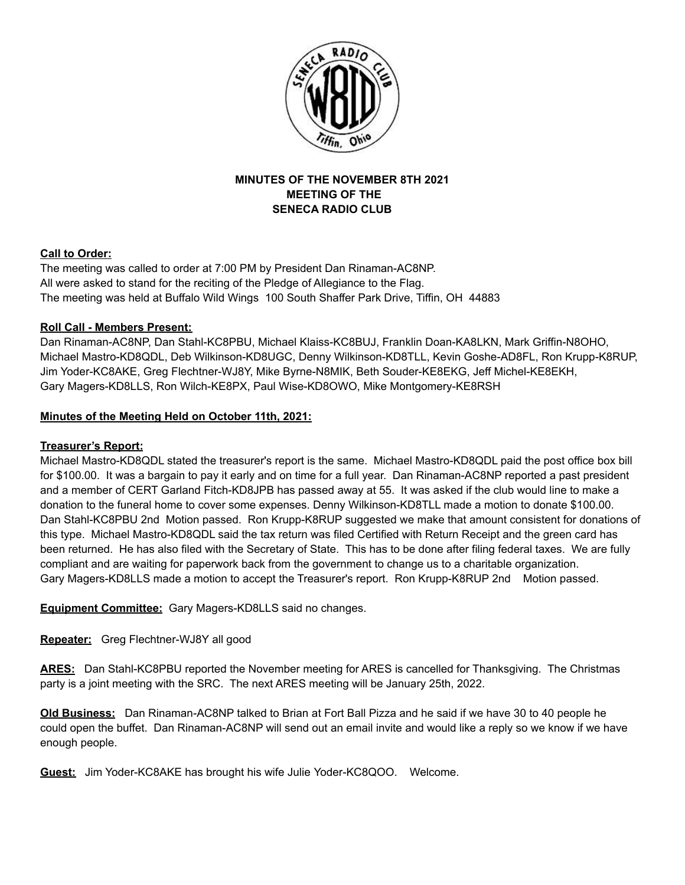**MINUTES OF THE NOVEMBER 8TH 2021**
**MEETING OF THE**
**SENECA RADIO CLUB**

**Call to Order:**

The meeting was called to order at 7:00 PM by President Dan Rinaman-AC8NP.
All were asked to stand for the reciting of the Pledge of Allegiance to the Flag.
The meeting was held at Buffalo Wild Wings 100 South Shaffer Park Drive, Tiffin, OH 44883

**Roll Call - Members Present:**

Dan Rinaman-AC8NP, Dan Stahl-KC8PBU, Michael Klaiss-KC8BUJ, Franklin Doan-KA8LKN, Mark Griffin-N8OHO, Michael Mastro-KD8QDL, Deb Wilkinson-KD8UGC, Denny Wilkinson-KD8TLL, Kevin Goshe-AD8FL, Ron Krupp-K8RUP, Jim Yoder-KC8AKE, Greg Flechtner-WJ8Y, Mike Byrne-N8MIK, Beth Souder-KE8EKG, Jeff Michel-KE8EKH, Gary Magers-KD8LLS, Ron Wilch-KE8PX, Paul Wise-KD8OWO, Mike Montgomery-KE8RSH

**Minutes of the Meeting Held on October 11th, 2021:**

**Treasurer's Report:**

Michael Mastro-KD8QDL stated the treasurer's report is the same. Michael Mastro-KD8QDL paid the post office box bill for $100.00. It was a bargain to pay it early and on time for a full year. Dan Rinaman-AC8NP reported a past president and a member of CERT Garland Fitch-KD8JPB has passed away at 55. It was asked if the club would line to make a donation to the funeral home to cover some expenses. Denny Wilkinson-KD8TLL made a motion to donate $100.00. Dan Stahl-KC8PBU 2nd Motion passed. Ron Krupp-K8RUP suggested we make that amount consistent for donations of this type. Michael Mastro-KD8QDL said the tax return was filed Certified with Return Receipt and the green card has been returned. He has also filed with the Secretary of State. This has to be done after filing federal taxes. We are fully compliant and are waiting for paperwork back from the government to change us to a charitable organization.
Gary Magers-KD8LLS made a motion to accept the Treasurer's report. Ron Krupp-K8RUP 2nd Motion passed.

**Equipment Committee:** Gary Magers-KD8LLS said no changes.

**Repeater:** Greg Flechtner-WJ8Y all good

**ARES:** Dan Stahl-KC8PBU reported the November meeting for ARES is cancelled for Thanksgiving. The Christmas party is a joint meeting with the SRC. The next ARES meeting will be January 25th, 2022.

**Old Business:** Dan Rinaman-AC8NP talked to Brian at Fort Ball Pizza and he said if we have 30 to 40 people he could open the buffet. Dan Rinaman-AC8NP will send out an email invite and would like a reply so we know if we have enough people.

**Guest:** Jim Yoder-KC8AKE has brought his wife Julie Yoder-KC8QOO. Welcome.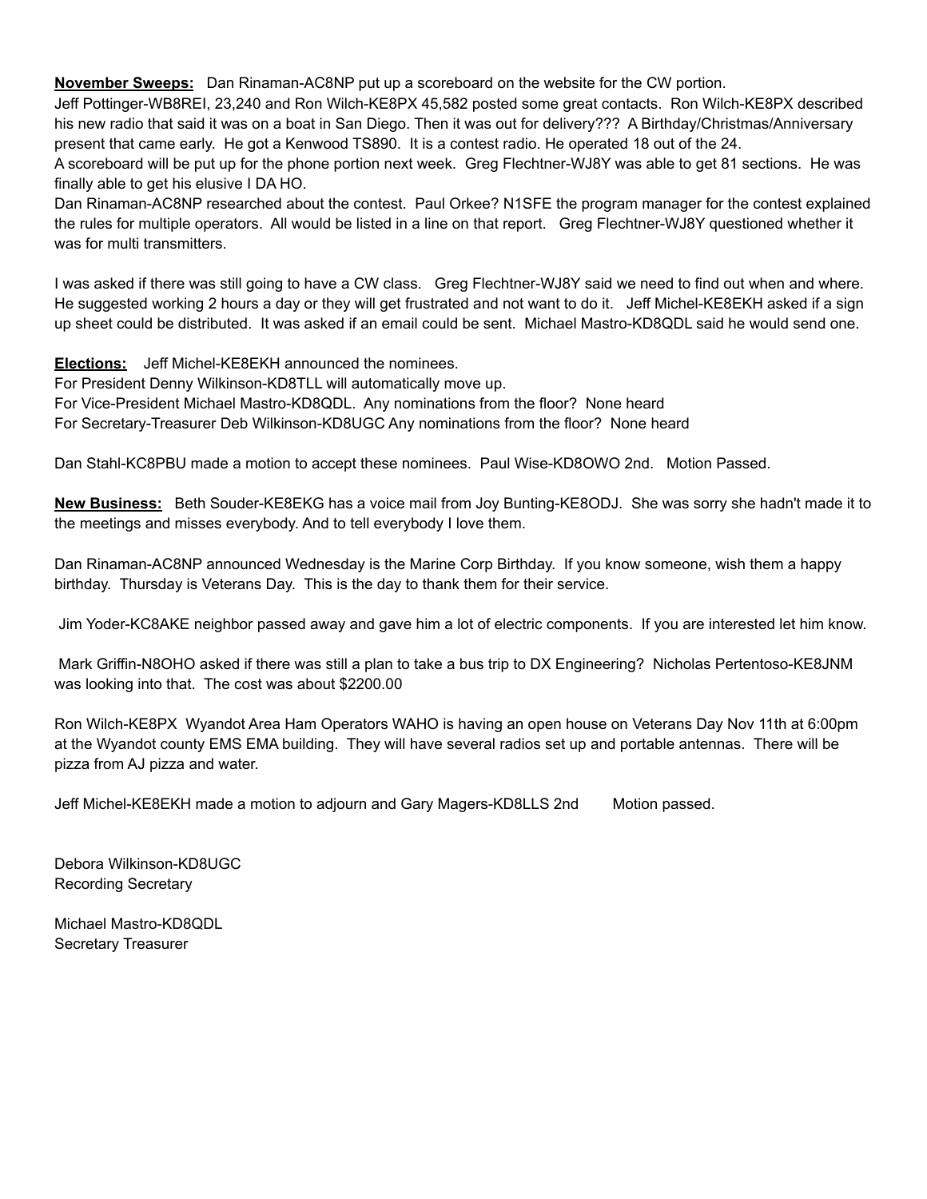**November Sweeps:** Dan Rinaman-AC8NP put up a scoreboard on the website for the CW portion.
Jeff Pottinger-WB8REI, 23,240 and Ron Wilch-KE8PX 45,582 posted some great contacts. Ron Wilch-KE8PX described his new radio that said it was on a boat in San Diego. Then it was out for delivery??? A Birthday/Christmas/Anniversary present that came early. He got a Kenwood TS890. It is a contest radio. He operated 18 out of the 24.
A scoreboard will be put up for the phone portion next week. Greg Flechtner-WJ8Y was able to get 81 sections. He was finally able to get his elusive I DA HO.
Dan Rinaman-AC8NP researched about the contest. Paul Orkee? N1SFE the program manager for the contest explained the rules for multiple operators. All would be listed in a line on that report. Greg Flechtner-WJ8Y questioned whether it was for multi transmitters.

I was asked if there was still going to have a CW class. Greg Flechtner-WJ8Y said we need to find out when and where. He suggested working 2 hours a day or they will get frustrated and not want to do it. Jeff Michel-KE8EKH asked if a sign up sheet could be distributed. It was asked if an email could be sent. Michael Mastro-KD8QDL said he would send one.

**Elections:** Jeff Michel-KE8EKH announced the nominees.
For President Denny Wilkinson-KD8TLL will automatically move up.
For Vice-President Michael Mastro-KD8QDL. Any nominations from the floor? None heard
For Secretary-Treasurer Deb Wilkinson-KD8UGC Any nominations from the floor? None heard

Dan Stahl-KC8PBU made a motion to accept these nominees. Paul Wise-KD8OWO 2nd. Motion Passed.

**New Business:** Beth Souder-KE8EKG has a voice mail from Joy Bunting-KE8ODJ. She was sorry she hadn't made it to the meetings and misses everybody. And to tell everybody I love them.

Dan Rinaman-AC8NP announced Wednesday is the Marine Corp Birthday. If you know someone, wish them a happy birthday. Thursday is Veterans Day. This is the day to thank them for their service.

Jim Yoder-KC8AKE neighbor passed away and gave him a lot of electric components. If you are interested let him know.

Mark Griffin-N8OHO asked if there was still a plan to take a bus trip to DX Engineering? Nicholas Pertentoso-KE8JNM was looking into that. The cost was about $2200.00

Ron Wilch-KE8PX Wyandot Area Ham Operators WAHO is having an open house on Veterans Day Nov 11th at 6:00pm at the Wyandot county EMS EMA building. They will have several radios set up and portable antennas. There will be pizza from AJ pizza and water.

Jeff Michel-KE8EKH made a motion to adjourn and Gary Magers-KD8LLS 2nd Motion passed.

Debora Wilkinson-KD8UGC
Recording Secretary

Michael Mastro-KD8QDL
Secretary Treasurer